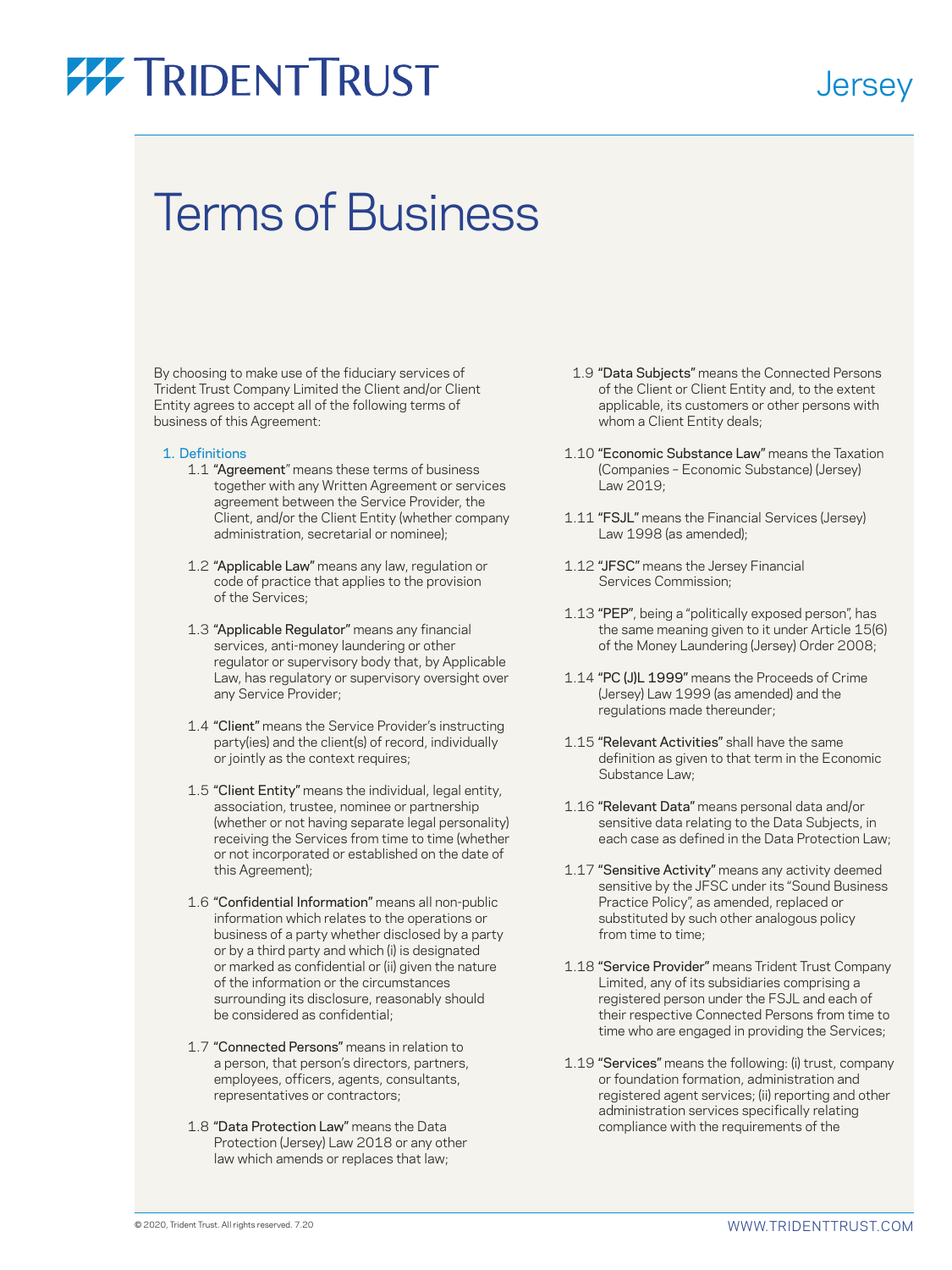# TRIDENT TRUST

Jersey

# Terms of Business

By choosing to make use of the fiduciary services of Trident Trust Company Limited the Client and/or Client Entity agrees to accept all of the following terms of business of this Agreement:

## 1. Definitions

1.1 **"Agreement"** means these terms of business together with any Written Agreement or services agreement between the Service Provider, the Client, and/or the Client Entity (whether company administration, secretarial or nominee);

1.2 **"Applicable Law"** means any law, regulation or code of practice that applies to the provision of the Services;

1.3 **"Applicable Regulator"** means any financial services, anti-money laundering or other regulator or supervisory body that, by Applicable Law, has regulatory or supervisory oversight over any Service Provider;

1.4 **"Client"** means the Service Provider's instructing party(ies) and the client(s) of record, individually or jointly as the context requires;

1.5 **"Client Entity"** means the individual, legal entity, association, trustee, nominee or partnership (whether or not having separate legal personality) receiving the Services from time to time (whether or not incorporated or established on the date of this Agreement);

1.6 **"Confidential Information"** means all non-public information which relates to the operations or business of a party whether disclosed by a party or by a third party and which (i) is designated or marked as confidential or (ii) given the nature of the information or the circumstances surrounding its disclosure, reasonably should be considered as confidential;

1.7 **"Connected Persons"** means in relation to a person, that person's directors, partners, employees, officers, agents, consultants, representatives or contractors;

1.8 **"Data Protection Law"** means the Data Protection (Jersey) Law 2018 or any other law which amends or replaces that law;

1.9 **"Data Subjects"** means the Connected Persons of the Client or Client Entity and, to the extent applicable, its customers or other persons with whom a Client Entity deals;

1.10 **"Economic Substance Law"** means the Taxation (Companies – Economic Substance) (Jersey) Law 2019;

1.11 **"FSJL"** means the Financial Services (Jersey) Law 1998 (as amended);

1.12 **"JFSC"** means the Jersey Financial Services Commission;

1.13 **"PEP"**, being a "politically exposed person", has the same meaning given to it under Article 15(6) of the Money Laundering (Jersey) Order 2008;

1.14 **"PC (J)L 1999"** means the Proceeds of Crime (Jersey) Law 1999 (as amended) and the regulations made thereunder;

1.15 **"Relevant Activities"** shall have the same definition as given to that term in the Economic Substance Law;

1.16 **"Relevant Data"** means personal data and/or sensitive data relating to the Data Subjects, in each case as defined in the Data Protection Law;

1.17 **"Sensitive Activity"** means any activity deemed sensitive by the JFSC under its "Sound Business Practice Policy", as amended, replaced or substituted by such other analogous policy from time to time;

1.18 **"Service Provider"** means Trident Trust Company Limited, any of its subsidiaries comprising a registered person under the FSJL and each of their respective Connected Persons from time to time who are engaged in providing the Services;

1.19 **"Services"** means the following: (i) trust, company or foundation formation, administration and registered agent services; (ii) reporting and other administration services specifically relating compliance with the requirements of the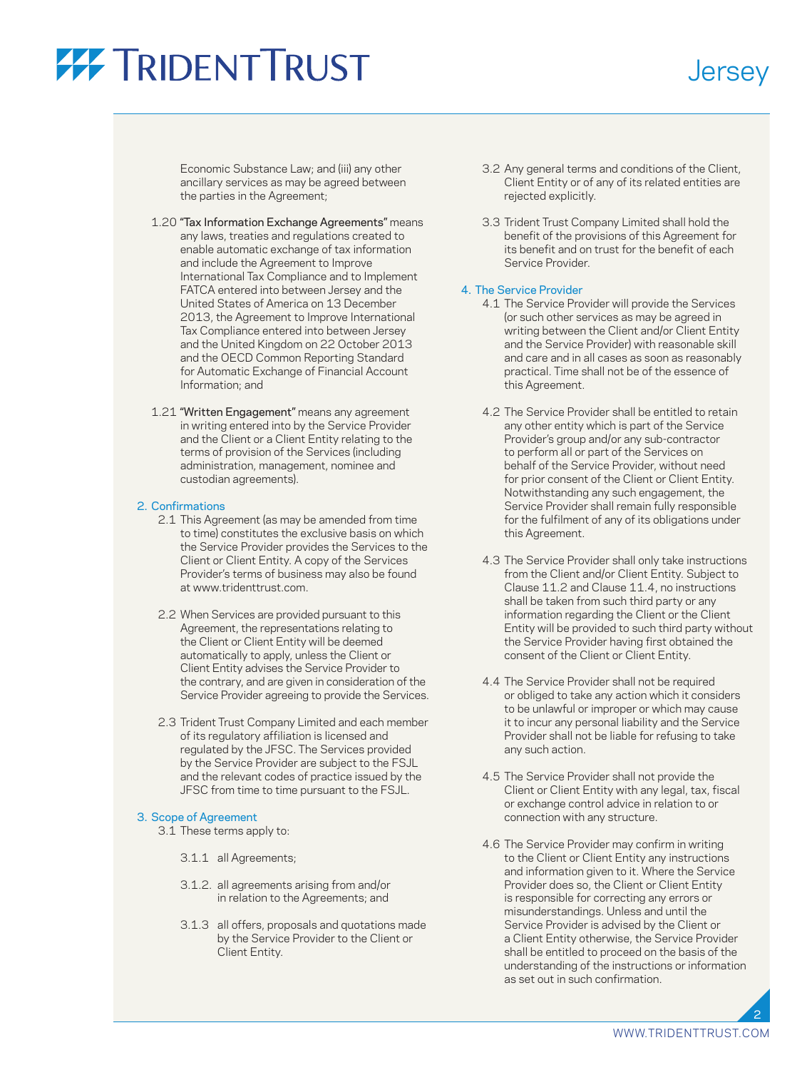Economic Substance Law; and (iii) any other ancillary services as may be agreed between the parties in the Agreement;

1.20 "Tax Information Exchange Agreements" means any laws, treaties and regulations created to enable automatic exchange of tax information and include the Agreement to Improve International Tax Compliance and to Implement FATCA entered into between Jersey and the United States of America on 13 December 2013, the Agreement to Improve International Tax Compliance entered into between Jersey and the United Kingdom on 22 October 2013 and the OECD Common Reporting Standard for Automatic Exchange of Financial Account Information; and

1.21 "Written Engagement" means any agreement in writing entered into by the Service Provider and the Client or a Client Entity relating to the terms of provision of the Services (including administration, management, nominee and custodian agreements).

## 2. Confirmations

2.1 This Agreement (as may be amended from time to time) constitutes the exclusive basis on which the Service Provider provides the Services to the Client or Client Entity. A copy of the Services Provider's terms of business may also be found at www.tridenttrust.com.

2.2 When Services are provided pursuant to this Agreement, the representations relating to the Client or Client Entity will be deemed automatically to apply, unless the Client or Client Entity advises the Service Provider to the contrary, and are given in consideration of the Service Provider agreeing to provide the Services.

2.3 Trident Trust Company Limited and each member of its regulatory affiliation is licensed and regulated by the JFSC. The Services provided by the Service Provider are subject to the FSJL and the relevant codes of practice issued by the JFSC from time to time pursuant to the FSJL.

## 3. Scope of Agreement

3.1 These terms apply to:

3.1.1 all Agreements;

3.1.2. all agreements arising from and/or in relation to the Agreements; and

3.1.3 all offers, proposals and quotations made by the Service Provider to the Client or Client Entity.

3.2 Any general terms and conditions of the Client, Client Entity or of any of its related entities are rejected explicitly.

3.3 Trident Trust Company Limited shall hold the benefit of the provisions of this Agreement for its benefit and on trust for the benefit of each Service Provider.

## 4. The Service Provider

4.1 The Service Provider will provide the Services (or such other services as may be agreed in writing between the Client and/or Client Entity and the Service Provider) with reasonable skill and care and in all cases as soon as reasonably practical. Time shall not be of the essence of this Agreement.

4.2 The Service Provider shall be entitled to retain any other entity which is part of the Service Provider's group and/or any sub-contractor to perform all or part of the Services on behalf of the Service Provider, without need for prior consent of the Client or Client Entity. Notwithstanding any such engagement, the Service Provider shall remain fully responsible for the fulfilment of any of its obligations under this Agreement.

4.3 The Service Provider shall only take instructions from the Client and/or Client Entity. Subject to Clause 11.2 and Clause 11.4, no instructions shall be taken from such third party or any information regarding the Client or the Client Entity will be provided to such third party without the Service Provider having first obtained the consent of the Client or Client Entity.

4.4 The Service Provider shall not be required or obliged to take any action which it considers to be unlawful or improper or which may cause it to incur any personal liability and the Service Provider shall not be liable for refusing to take any such action.

4.5 The Service Provider shall not provide the Client or Client Entity with any legal, tax, fiscal or exchange control advice in relation to or connection with any structure.

4.6 The Service Provider may confirm in writing to the Client or Client Entity any instructions and information given to it. Where the Service Provider does so, the Client or Client Entity is responsible for correcting any errors or misunderstandings. Unless and until the Service Provider is advised by the Client or a Client Entity otherwise, the Service Provider shall be entitled to proceed on the basis of the understanding of the instructions or information as set out in such confirmation.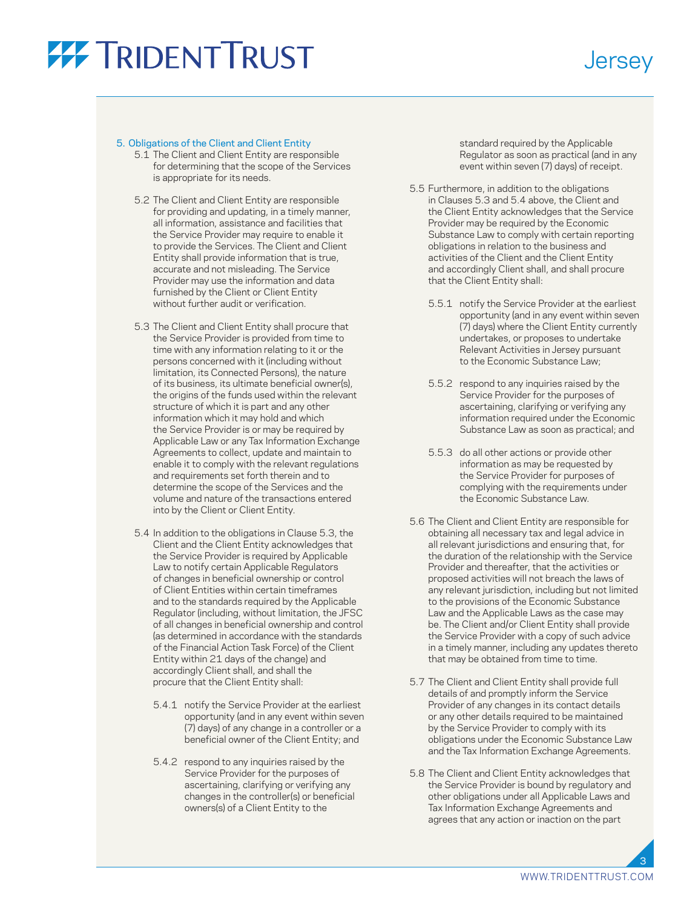## 5. Obligations of the Client and Client Entity

5.1 The Client and Client Entity are responsible for determining that the scope of the Services is appropriate for its needs.

5.2 The Client and Client Entity are responsible for providing and updating, in a timely manner, all information, assistance and facilities that the Service Provider may require to enable it to provide the Services. The Client and Client Entity shall provide information that is true, accurate and not misleading. The Service Provider may use the information and data furnished by the Client or Client Entity without further audit or verification.

5.3 The Client and Client Entity shall procure that the Service Provider is provided from time to time with any information relating to it or the persons concerned with it (including without limitation, its Connected Persons), the nature of its business, its ultimate beneficial owner(s), the origins of the funds used within the relevant structure of which it is part and any other information which it may hold and which the Service Provider is or may be required by Applicable Law or any Tax Information Exchange Agreements to collect, update and maintain to enable it to comply with the relevant regulations and requirements set forth therein and to determine the scope of the Services and the volume and nature of the transactions entered into by the Client or Client Entity.

5.4 In addition to the obligations in Clause 5.3, the Client and the Client Entity acknowledges that the Service Provider is required by Applicable Law to notify certain Applicable Regulators of changes in beneficial ownership or control of Client Entities within certain timeframes and to the standards required by the Applicable Regulator (including, without limitation, the JFSC of all changes in beneficial ownership and control (as determined in accordance with the standards of the Financial Action Task Force) of the Client Entity within 21 days of the change) and accordingly Client shall, and shall the procure that the Client Entity shall:

5.4.1 notify the Service Provider at the earliest opportunity (and in any event within seven (7) days) of any change in a controller or a beneficial owner of the Client Entity; and

5.4.2 respond to any inquiries raised by the Service Provider for the purposes of ascertaining, clarifying or verifying any changes in the controller(s) or beneficial owners(s) of a Client Entity to the standard required by the Applicable Regulator as soon as practical (and in any event within seven (7) days of receipt.

5.5 Furthermore, in addition to the obligations in Clauses 5.3 and 5.4 above, the Client and the Client Entity acknowledges that the Service Provider may be required by the Economic Substance Law to comply with certain reporting obligations in relation to the business and activities of the Client and the Client Entity and accordingly Client shall, and shall procure that the Client Entity shall:

5.5.1 notify the Service Provider at the earliest opportunity (and in any event within seven (7) days) where the Client Entity currently undertakes, or proposes to undertake Relevant Activities in Jersey pursuant to the Economic Substance Law;

5.5.2 respond to any inquiries raised by the Service Provider for the purposes of ascertaining, clarifying or verifying any information required under the Economic Substance Law as soon as practical; and

5.5.3 do all other actions or provide other information as may be requested by the Service Provider for purposes of complying with the requirements under the Economic Substance Law.

5.6 The Client and Client Entity are responsible for obtaining all necessary tax and legal advice in all relevant jurisdictions and ensuring that, for the duration of the relationship with the Service Provider and thereafter, that the activities or proposed activities will not breach the laws of any relevant jurisdiction, including but not limited to the provisions of the Economic Substance Law and the Applicable Laws as the case may be. The Client and/or Client Entity shall provide the Service Provider with a copy of such advice in a timely manner, including any updates thereto that may be obtained from time to time.

5.7 The Client and Client Entity shall provide full details of and promptly inform the Service Provider of any changes in its contact details or any other details required to be maintained by the Service Provider to comply with its obligations under the Economic Substance Law and the Tax Information Exchange Agreements.

5.8 The Client and Client Entity acknowledges that the Service Provider is bound by regulatory and other obligations under all Applicable Laws and Tax Information Exchange Agreements and agrees that any action or inaction on the part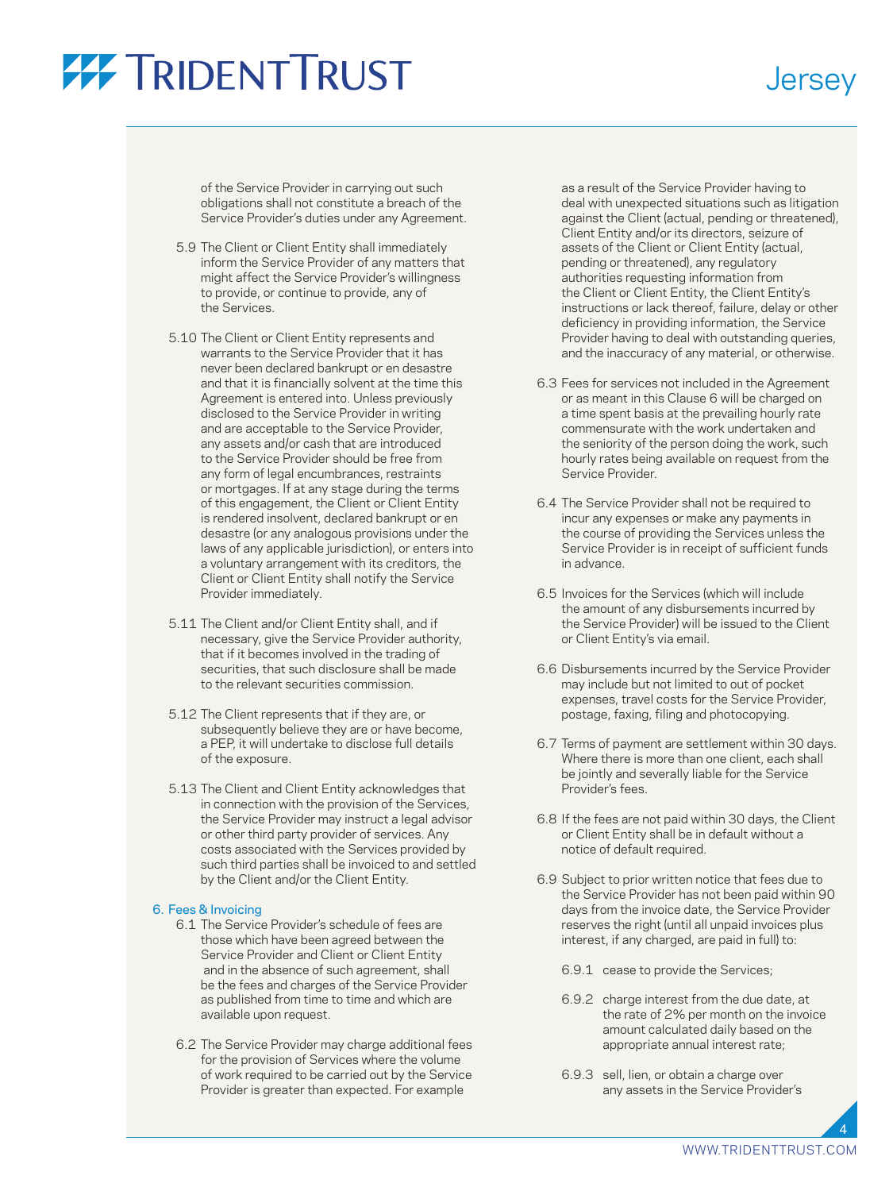of the Service Provider in carrying out such obligations shall not constitute a breach of the Service Provider's duties under any Agreement.

5.9 The Client or Client Entity shall immediately inform the Service Provider of any matters that might affect the Service Provider's willingness to provide, or continue to provide, any of the Services.

5.10 The Client or Client Entity represents and warrants to the Service Provider that it has never been declared bankrupt or en desastre and that it is financially solvent at the time this Agreement is entered into. Unless previously disclosed to the Service Provider in writing and are acceptable to the Service Provider, any assets and/or cash that are introduced to the Service Provider should be free from any form of legal encumbrances, restraints or mortgages. If at any stage during the terms of this engagement, the Client or Client Entity is rendered insolvent, declared bankrupt or en desastre (or any analogous provisions under the laws of any applicable jurisdiction), or enters into a voluntary arrangement with its creditors, the Client or Client Entity shall notify the Service Provider immediately.

5.11 The Client and/or Client Entity shall, and if necessary, give the Service Provider authority, that if it becomes involved in the trading of securities, that such disclosure shall be made to the relevant securities commission.

5.12 The Client represents that if they are, or subsequently believe they are or have become, a PEP, it will undertake to disclose full details of the exposure.

5.13 The Client and Client Entity acknowledges that in connection with the provision of the Services, the Service Provider may instruct a legal advisor or other third party provider of services. Any costs associated with the Services provided by such third parties shall be invoiced to and settled by the Client and/or the Client Entity.

## 6. Fees & Invoicing

6.1 The Service Provider's schedule of fees are those which have been agreed between the Service Provider and Client or Client Entity and in the absence of such agreement, shall be the fees and charges of the Service Provider as published from time to time and which are available upon request.

6.2 The Service Provider may charge additional fees for the provision of Services where the volume of work required to be carried out by the Service Provider is greater than expected. For example as a result of the Service Provider having to deal with unexpected situations such as litigation against the Client (actual, pending or threatened), Client Entity and/or its directors, seizure of assets of the Client or Client Entity (actual, pending or threatened), any regulatory authorities requesting information from the Client or Client Entity, the Client Entity's instructions or lack thereof, failure, delay or other deficiency in providing information, the Service Provider having to deal with outstanding queries, and the inaccuracy of any material, or otherwise.

6.3 Fees for services not included in the Agreement or as meant in this Clause 6 will be charged on a time spent basis at the prevailing hourly rate commensurate with the work undertaken and the seniority of the person doing the work, such hourly rates being available on request from the Service Provider.

6.4 The Service Provider shall not be required to incur any expenses or make any payments in the course of providing the Services unless the Service Provider is in receipt of sufficient funds in advance.

6.5 Invoices for the Services (which will include the amount of any disbursements incurred by the Service Provider) will be issued to the Client or Client Entity's via email.

6.6 Disbursements incurred by the Service Provider may include but not limited to out of pocket expenses, travel costs for the Service Provider, postage, faxing, filing and photocopying.

6.7 Terms of payment are settlement within 30 days. Where there is more than one client, each shall be jointly and severally liable for the Service Provider's fees.

6.8 If the fees are not paid within 30 days, the Client or Client Entity shall be in default without a notice of default required.

6.9 Subject to prior written notice that fees due to the Service Provider has not been paid within 90 days from the invoice date, the Service Provider reserves the right (until all unpaid invoices plus interest, if any charged, are paid in full) to:

6.9.1 cease to provide the Services;

6.9.2 charge interest from the due date, at the rate of 2% per month on the invoice amount calculated daily based on the appropriate annual interest rate;

6.9.3 sell, lien, or obtain a charge over any assets in the Service Provider's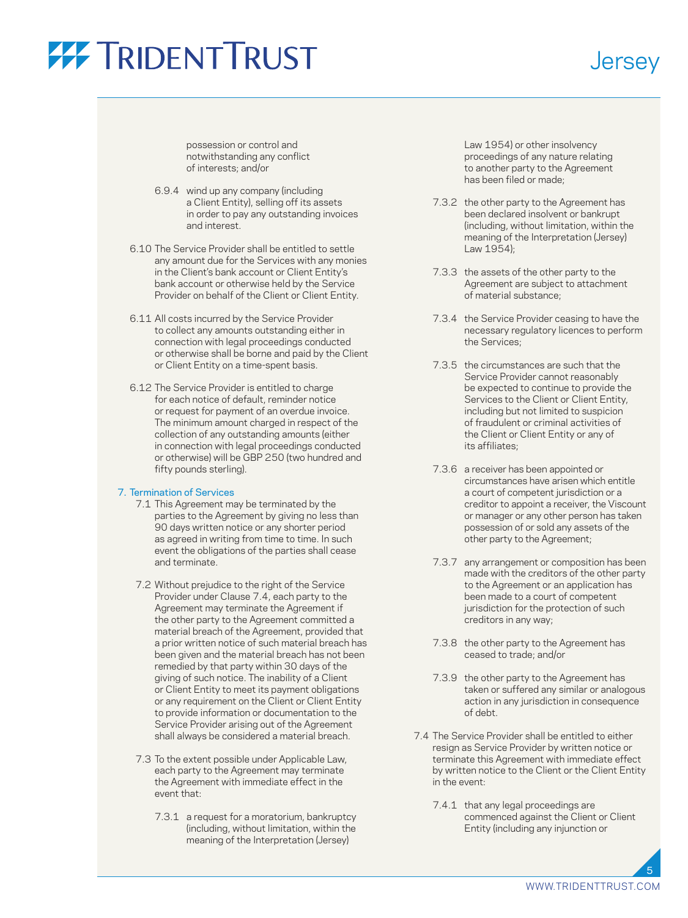possession or control and notwithstanding any conflict of interests; and/or

6.9.4 wind up any company (including a Client Entity), selling off its assets in order to pay any outstanding invoices and interest.

6.10 The Service Provider shall be entitled to settle any amount due for the Services with any monies in the Client's bank account or Client Entity's bank account or otherwise held by the Service Provider on behalf of the Client or Client Entity.

6.11 All costs incurred by the Service Provider to collect any amounts outstanding either in connection with legal proceedings conducted or otherwise shall be borne and paid by the Client or Client Entity on a time-spent basis.

6.12 The Service Provider is entitled to charge for each notice of default, reminder notice or request for payment of an overdue invoice. The minimum amount charged in respect of the collection of any outstanding amounts (either in connection with legal proceedings conducted or otherwise) will be GBP 250 (two hundred and fifty pounds sterling).

## 7. Termination of Services

7.1 This Agreement may be terminated by the parties to the Agreement by giving no less than 90 days written notice or any shorter period as agreed in writing from time to time. In such event the obligations of the parties shall cease and terminate.

7.2 Without prejudice to the right of the Service Provider under Clause 7.4, each party to the Agreement may terminate the Agreement if the other party to the Agreement committed a material breach of the Agreement, provided that a prior written notice of such material breach has been given and the material breach has not been remedied by that party within 30 days of the giving of such notice. The inability of a Client or Client Entity to meet its payment obligations or any requirement on the Client or Client Entity to provide information or documentation to the Service Provider arising out of the Agreement shall always be considered a material breach.

7.3 To the extent possible under Applicable Law, each party to the Agreement may terminate the Agreement with immediate effect in the event that:

7.3.1 a request for a moratorium, bankruptcy (including, without limitation, within the meaning of the Interpretation (Jersey) Law 1954) or other insolvency proceedings of any nature relating to another party to the Agreement has been filed or made;

7.3.2 the other party to the Agreement has been declared insolvent or bankrupt (including, without limitation, within the meaning of the Interpretation (Jersey) Law 1954);

7.3.3 the assets of the other party to the Agreement are subject to attachment of material substance;

7.3.4 the Service Provider ceasing to have the necessary regulatory licences to perform the Services;

7.3.5 the circumstances are such that the Service Provider cannot reasonably be expected to continue to provide the Services to the Client or Client Entity, including but not limited to suspicion of fraudulent or criminal activities of the Client or Client Entity or any of its affiliates;

7.3.6 a receiver has been appointed or circumstances have arisen which entitle a court of competent jurisdiction or a creditor to appoint a receiver, the Viscount or manager or any other person has taken possession of or sold any assets of the other party to the Agreement;

7.3.7 any arrangement or composition has been made with the creditors of the other party to the Agreement or an application has been made to a court of competent jurisdiction for the protection of such creditors in any way;

7.3.8 the other party to the Agreement has ceased to trade; and/or

7.3.9 the other party to the Agreement has taken or suffered any similar or analogous action in any jurisdiction in consequence of debt.

7.4 The Service Provider shall be entitled to either resign as Service Provider by written notice or terminate this Agreement with immediate effect by written notice to the Client or the Client Entity in the event:

7.4.1 that any legal proceedings are commenced against the Client or Client Entity (including any injunction or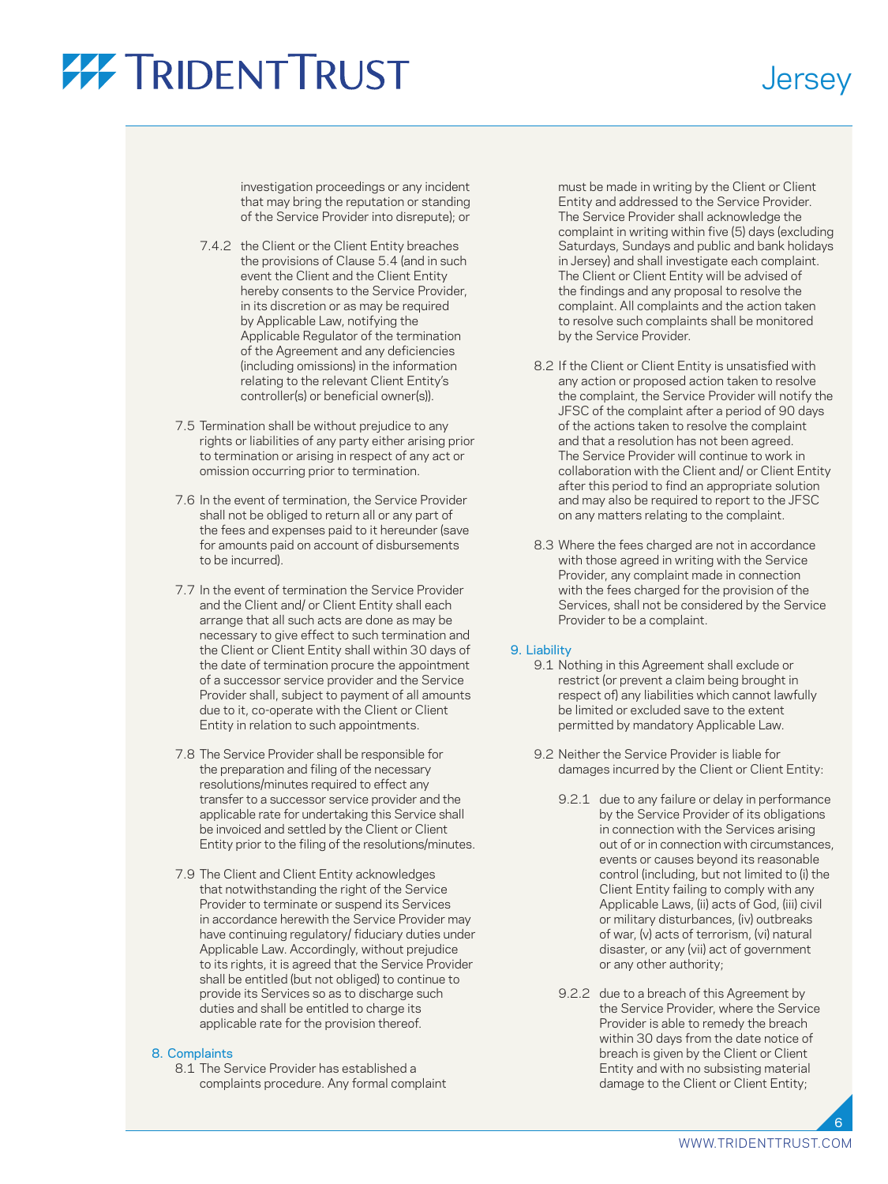investigation proceedings or any incident that may bring the reputation or standing of the Service Provider into disrepute); or

7.4.2 the Client or the Client Entity breaches the provisions of Clause 5.4 (and in such event the Client and the Client Entity hereby consents to the Service Provider, in its discretion or as may be required by Applicable Law, notifying the Applicable Regulator of the termination of the Agreement and any deficiencies (including omissions) in the information relating to the relevant Client Entity's controller(s) or beneficial owner(s)).

7.5 Termination shall be without prejudice to any rights or liabilities of any party either arising prior to termination or arising in respect of any act or omission occurring prior to termination.

7.6 In the event of termination, the Service Provider shall not be obliged to return all or any part of the fees and expenses paid to it hereunder (save for amounts paid on account of disbursements to be incurred).

7.7 In the event of termination the Service Provider and the Client and/ or Client Entity shall each arrange that all such acts are done as may be necessary to give effect to such termination and the Client or Client Entity shall within 30 days of the date of termination procure the appointment of a successor service provider and the Service Provider shall, subject to payment of all amounts due to it, co-operate with the Client or Client Entity in relation to such appointments.

7.8 The Service Provider shall be responsible for the preparation and filing of the necessary resolutions/minutes required to effect any transfer to a successor service provider and the applicable rate for undertaking this Service shall be invoiced and settled by the Client or Client Entity prior to the filing of the resolutions/minutes.

7.9 The Client and Client Entity acknowledges that notwithstanding the right of the Service Provider to terminate or suspend its Services in accordance herewith the Service Provider may have continuing regulatory/ fiduciary duties under Applicable Law. Accordingly, without prejudice to its rights, it is agreed that the Service Provider shall be entitled (but not obliged) to continue to provide its Services so as to discharge such duties and shall be entitled to charge its applicable rate for the provision thereof.

## 8. Complaints

8.1 The Service Provider has established a complaints procedure. Any formal complaint must be made in writing by the Client or Client Entity and addressed to the Service Provider. The Service Provider shall acknowledge the complaint in writing within five (5) days (excluding Saturdays, Sundays and public and bank holidays in Jersey) and shall investigate each complaint. The Client or Client Entity will be advised of the findings and any proposal to resolve the complaint. All complaints and the action taken to resolve such complaints shall be monitored by the Service Provider.

8.2 If the Client or Client Entity is unsatisfied with any action or proposed action taken to resolve the complaint, the Service Provider will notify the JFSC of the complaint after a period of 90 days of the actions taken to resolve the complaint and that a resolution has not been agreed. The Service Provider will continue to work in collaboration with the Client and/ or Client Entity after this period to find an appropriate solution and may also be required to report to the JFSC on any matters relating to the complaint.

8.3 Where the fees charged are not in accordance with those agreed in writing with the Service Provider, any complaint made in connection with the fees charged for the provision of the Services, shall not be considered by the Service Provider to be a complaint.

## 9. Liability

9.1 Nothing in this Agreement shall exclude or restrict (or prevent a claim being brought in respect of) any liabilities which cannot lawfully be limited or excluded save to the extent permitted by mandatory Applicable Law.

9.2 Neither the Service Provider is liable for damages incurred by the Client or Client Entity:

9.2.1 due to any failure or delay in performance by the Service Provider of its obligations in connection with the Services arising out of or in connection with circumstances, events or causes beyond its reasonable control (including, but not limited to (i) the Client Entity failing to comply with any Applicable Laws, (ii) acts of God, (iii) civil or military disturbances, (iv) outbreaks of war, (v) acts of terrorism, (vi) natural disaster, or any (vii) act of government or any other authority;

9.2.2 due to a breach of this Agreement by the Service Provider, where the Service Provider is able to remedy the breach within 30 days from the date notice of breach is given by the Client or Client Entity and with no subsisting material damage to the Client or Client Entity;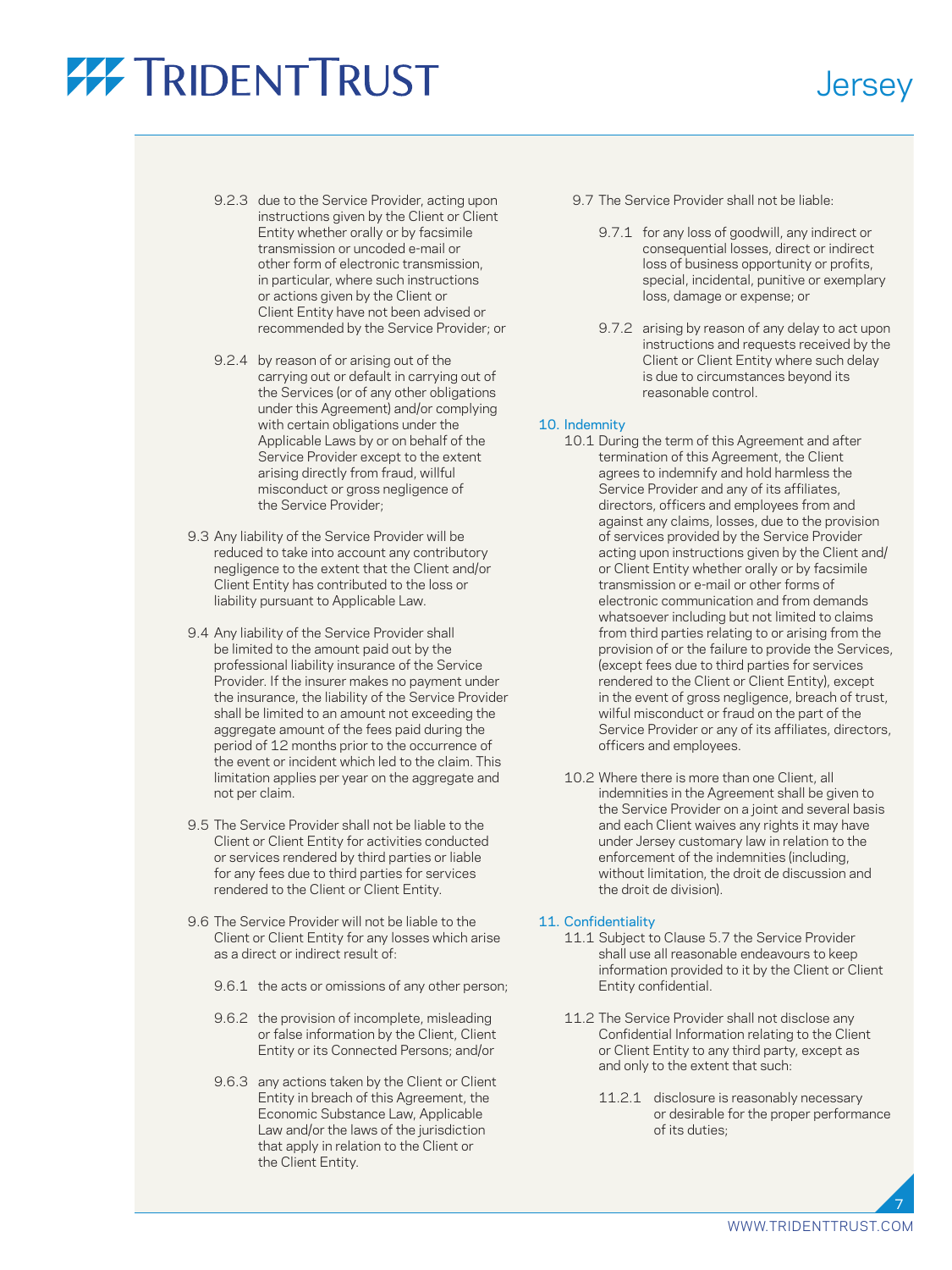9.2.3 due to the Service Provider, acting upon instructions given by the Client or Client Entity whether orally or by facsimile transmission or uncoded e-mail or other form of electronic transmission, in particular, where such instructions or actions given by the Client or Client Entity have not been advised or recommended by the Service Provider; or

9.2.4 by reason of or arising out of the carrying out or default in carrying out of the Services (or of any other obligations under this Agreement) and/or complying with certain obligations under the Applicable Laws by or on behalf of the Service Provider except to the extent arising directly from fraud, willful misconduct or gross negligence of the Service Provider;

9.3 Any liability of the Service Provider will be reduced to take into account any contributory negligence to the extent that the Client and/or Client Entity has contributed to the loss or liability pursuant to Applicable Law.

9.4 Any liability of the Service Provider shall be limited to the amount paid out by the professional liability insurance of the Service Provider. If the insurer makes no payment under the insurance, the liability of the Service Provider shall be limited to an amount not exceeding the aggregate amount of the fees paid during the period of 12 months prior to the occurrence of the event or incident which led to the claim. This limitation applies per year on the aggregate and not per claim.

9.5 The Service Provider shall not be liable to the Client or Client Entity for activities conducted or services rendered by third parties or liable for any fees due to third parties for services rendered to the Client or Client Entity.

9.6 The Service Provider will not be liable to the Client or Client Entity for any losses which arise as a direct or indirect result of:

9.6.1 the acts or omissions of any other person;

9.6.2 the provision of incomplete, misleading or false information by the Client, Client Entity or its Connected Persons; and/or

9.6.3 any actions taken by the Client or Client Entity in breach of this Agreement, the Economic Substance Law, Applicable Law and/or the laws of the jurisdiction that apply in relation to the Client or the Client Entity.

9.7 The Service Provider shall not be liable:

9.7.1 for any loss of goodwill, any indirect or consequential losses, direct or indirect loss of business opportunity or profits, special, incidental, punitive or exemplary loss, damage or expense; or

9.7.2 arising by reason of any delay to act upon instructions and requests received by the Client or Client Entity where such delay is due to circumstances beyond its reasonable control.

## 10. Indemnity

10.1 During the term of this Agreement and after termination of this Agreement, the Client agrees to indemnify and hold harmless the Service Provider and any of its affiliates, directors, officers and employees from and against any claims, losses, due to the provision of services provided by the Service Provider acting upon instructions given by the Client and/or Client Entity whether orally or by facsimile transmission or e-mail or other forms of electronic communication and from demands whatsoever including but not limited to claims from third parties relating to or arising from the provision of or the failure to provide the Services, (except fees due to third parties for services rendered to the Client or Client Entity), except in the event of gross negligence, breach of trust, wilful misconduct or fraud on the part of the Service Provider or any of its affiliates, directors, officers and employees.

10.2 Where there is more than one Client, all indemnities in the Agreement shall be given to the Service Provider on a joint and several basis and each Client waives any rights it may have under Jersey customary law in relation to the enforcement of the indemnities (including, without limitation, the droit de discussion and the droit de division).

## 11. Confidentiality

11.1 Subject to Clause 5.7 the Service Provider shall use all reasonable endeavours to keep information provided to it by the Client or Client Entity confidential.

11.2 The Service Provider shall not disclose any Confidential Information relating to the Client or Client Entity to any third party, except as and only to the extent that such:

11.2.1 disclosure is reasonably necessary or desirable for the proper performance of its duties;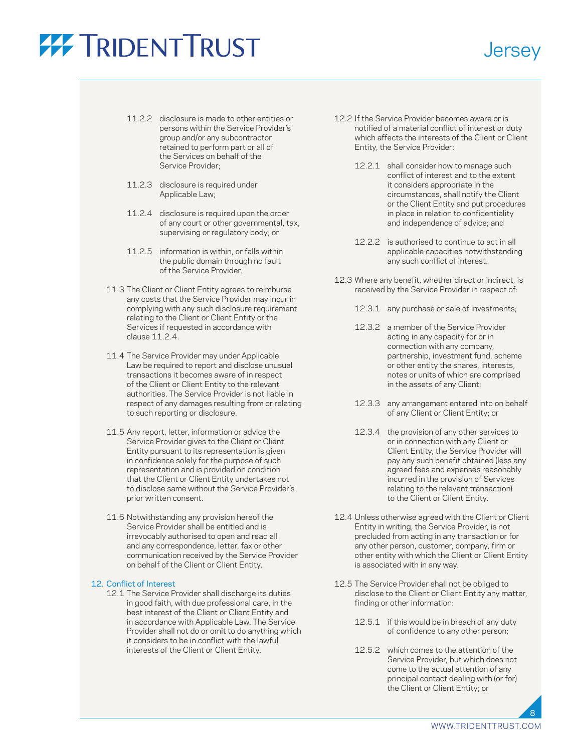11.2.2 disclosure is made to other entities or persons within the Service Provider's group and/or any subcontractor retained to perform part or all of the Services on behalf of the Service Provider;

11.2.3 disclosure is required under Applicable Law;

11.2.4 disclosure is required upon the order of any court or other governmental, tax, supervising or regulatory body; or

11.2.5 information is within, or falls within the public domain through no fault of the Service Provider.

11.3 The Client or Client Entity agrees to reimburse any costs that the Service Provider may incur in complying with any such disclosure requirement relating to the Client or Client Entity or the Services if requested in accordance with clause 11.2.4.

11.4 The Service Provider may under Applicable Law be required to report and disclose unusual transactions it becomes aware of in respect of the Client or Client Entity to the relevant authorities. The Service Provider is not liable in respect of any damages resulting from or relating to such reporting or disclosure.

11.5 Any report, letter, information or advice the Service Provider gives to the Client or Client Entity pursuant to its representation is given in confidence solely for the purpose of such representation and is provided on condition that the Client or Client Entity undertakes not to disclose same without the Service Provider's prior written consent.

11.6 Notwithstanding any provision hereof the Service Provider shall be entitled and is irrevocably authorised to open and read all and any correspondence, letter, fax or other communication received by the Service Provider on behalf of the Client or Client Entity.

## 12. Conflict of Interest

12.1 The Service Provider shall discharge its duties in good faith, with due professional care, in the best interest of the Client or Client Entity and in accordance with Applicable Law. The Service Provider shall not do or omit to do anything which it considers to be in conflict with the lawful interests of the Client or Client Entity.

12.2 If the Service Provider becomes aware or is notified of a material conflict of interest or duty which affects the interests of the Client or Client Entity, the Service Provider:

12.2.1 shall consider how to manage such conflict of interest and to the extent it considers appropriate in the circumstances, shall notify the Client or the Client Entity and put procedures in place in relation to confidentiality and independence of advice; and

12.2.2 is authorised to continue to act in all applicable capacities notwithstanding any such conflict of interest.

12.3 Where any benefit, whether direct or indirect, is received by the Service Provider in respect of:

12.3.1 any purchase or sale of investments;

12.3.2 a member of the Service Provider acting in any capacity for or in connection with any company, partnership, investment fund, scheme or other entity the shares, interests, notes or units of which are comprised in the assets of any Client;

12.3.3 any arrangement entered into on behalf of any Client or Client Entity; or

12.3.4 the provision of any other services to or in connection with any Client or Client Entity, the Service Provider will pay any such benefit obtained (less any agreed fees and expenses reasonably incurred in the provision of Services relating to the relevant transaction) to the Client or Client Entity.

12.4 Unless otherwise agreed with the Client or Client Entity in writing, the Service Provider, is not precluded from acting in any transaction or for any other person, customer, company, firm or other entity with which the Client or Client Entity is associated with in any way.

12.5 The Service Provider shall not be obliged to disclose to the Client or Client Entity any matter, finding or other information:

12.5.1 if this would be in breach of any duty of confidence to any other person;

12.5.2 which comes to the attention of the Service Provider, but which does not come to the actual attention of any principal contact dealing with (or for) the Client or Client Entity; or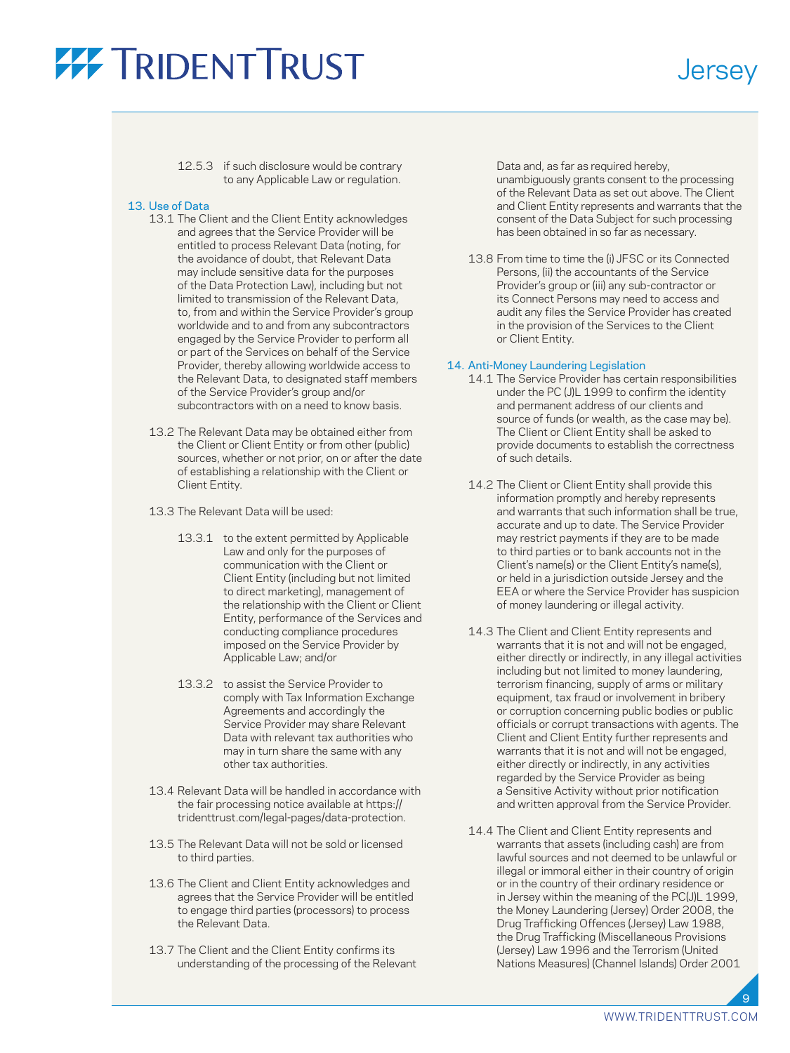12.5.3 if such disclosure would be contrary to any Applicable Law or regulation.

## 13. Use of Data

13.1 The Client and the Client Entity acknowledges and agrees that the Service Provider will be entitled to process Relevant Data (noting, for the avoidance of doubt, that Relevant Data may include sensitive data for the purposes of the Data Protection Law), including but not limited to transmission of the Relevant Data, to, from and within the Service Provider's group worldwide and to and from any subcontractors engaged by the Service Provider to perform all or part of the Services on behalf of the Service Provider, thereby allowing worldwide access to the Relevant Data, to designated staff members of the Service Provider's group and/or subcontractors with on a need to know basis.

13.2 The Relevant Data may be obtained either from the Client or Client Entity or from other (public) sources, whether or not prior, on or after the date of establishing a relationship with the Client or Client Entity.

13.3 The Relevant Data will be used:

13.3.1 to the extent permitted by Applicable Law and only for the purposes of communication with the Client or Client Entity (including but not limited to direct marketing), management of the relationship with the Client or Client Entity, performance of the Services and conducting compliance procedures imposed on the Service Provider by Applicable Law; and/or

13.3.2 to assist the Service Provider to comply with Tax Information Exchange Agreements and accordingly the Service Provider may share Relevant Data with relevant tax authorities who may in turn share the same with any other tax authorities.

13.4 Relevant Data will be handled in accordance with the fair processing notice available at https://tridenttrust.com/legal-pages/data-protection.

13.5 The Relevant Data will not be sold or licensed to third parties.

13.6 The Client and Client Entity acknowledges and agrees that the Service Provider will be entitled to engage third parties (processors) to process the Relevant Data.

13.7 The Client and the Client Entity confirms its understanding of the processing of the Relevant Data and, as far as required hereby, unambiguously grants consent to the processing of the Relevant Data as set out above. The Client and Client Entity represents and warrants that the consent of the Data Subject for such processing has been obtained in so far as necessary.

13.8 From time to time the (i) JFSC or its Connected Persons, (ii) the accountants of the Service Provider's group or (iii) any sub-contractor or its Connect Persons may need to access and audit any files the Service Provider has created in the provision of the Services to the Client or Client Entity.

## 14. Anti-Money Laundering Legislation

14.1 The Service Provider has certain responsibilities under the PC (J)L 1999 to confirm the identity and permanent address of our clients and source of funds (or wealth, as the case may be). The Client or Client Entity shall be asked to provide documents to establish the correctness of such details.

14.2 The Client or Client Entity shall provide this information promptly and hereby represents and warrants that such information shall be true, accurate and up to date. The Service Provider may restrict payments if they are to be made to third parties or to bank accounts not in the Client's name(s) or the Client Entity's name(s), or held in a jurisdiction outside Jersey and the EEA or where the Service Provider has suspicion of money laundering or illegal activity.

14.3 The Client and Client Entity represents and warrants that it is not and will not be engaged, either directly or indirectly, in any illegal activities including but not limited to money laundering, terrorism financing, supply of arms or military equipment, tax fraud or involvement in bribery or corruption concerning public bodies or public officials or corrupt transactions with agents. The Client and Client Entity further represents and warrants that it is not and will not be engaged, either directly or indirectly, in any activities regarded by the Service Provider as being a Sensitive Activity without prior notification and written approval from the Service Provider.

14.4 The Client and Client Entity represents and warrants that assets (including cash) are from lawful sources and not deemed to be unlawful or illegal or immoral either in their country of origin or in the country of their ordinary residence or in Jersey within the meaning of the PC(J)L 1999, the Money Laundering (Jersey) Order 2008, the Drug Trafficking Offences (Jersey) Law 1988, the Drug Trafficking (Miscellaneous Provisions (Jersey) Law 1996 and the Terrorism (United Nations Measures) (Channel Islands) Order 2001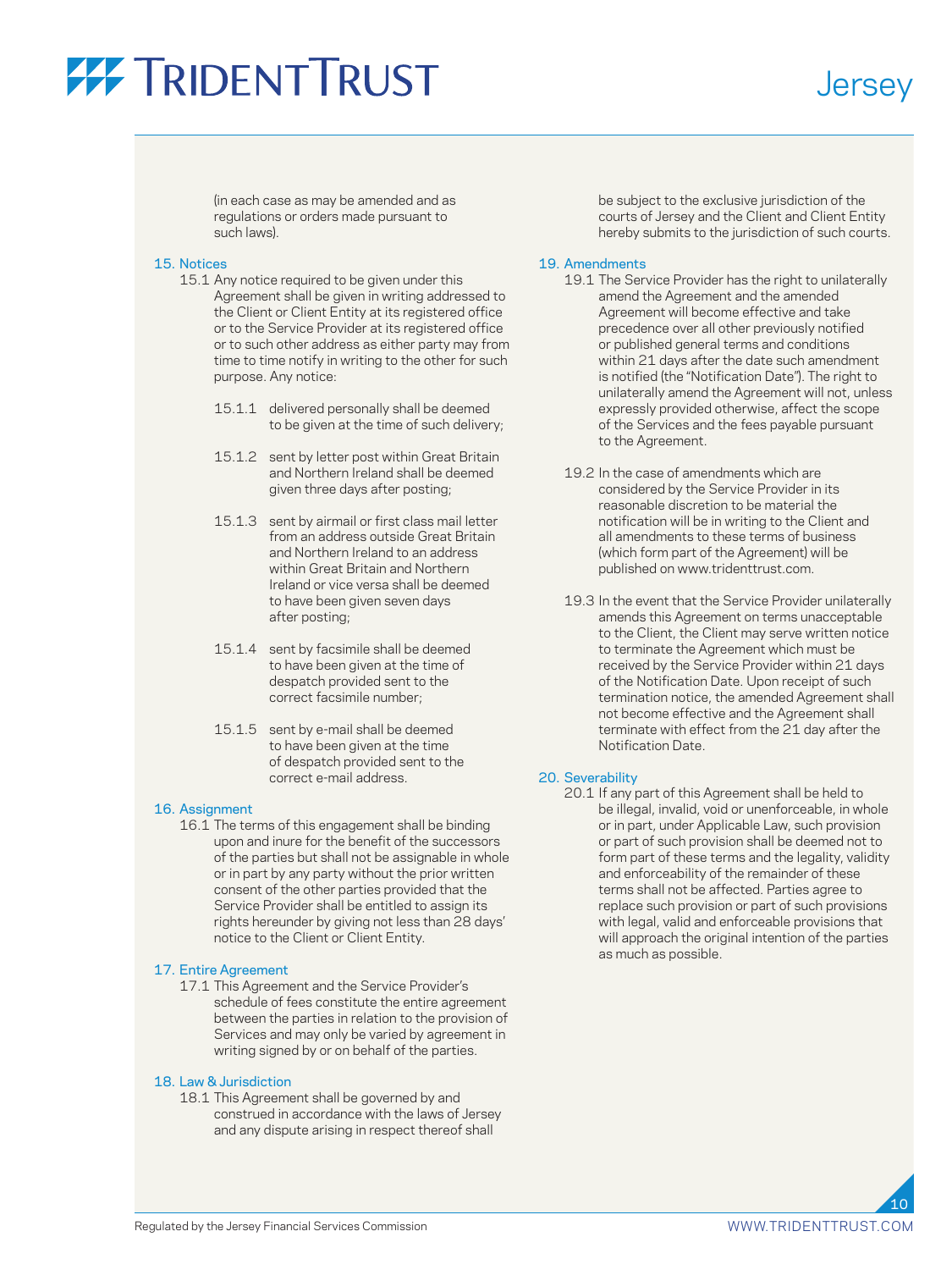(in each case as may be amended and as regulations or orders made pursuant to such laws).

## 15. Notices

15.1 Any notice required to be given under this Agreement shall be given in writing addressed to the Client or Client Entity at its registered office or to the Service Provider at its registered office or to such other address as either party may from time to time notify in writing to the other for such purpose. Any notice:

15.1.1 delivered personally shall be deemed to be given at the time of such delivery;

15.1.2 sent by letter post within Great Britain and Northern Ireland shall be deemed given three days after posting;

15.1.3 sent by airmail or first class mail letter from an address outside Great Britain and Northern Ireland to an address within Great Britain and Northern Ireland or vice versa shall be deemed to have been given seven days after posting;

15.1.4 sent by facsimile shall be deemed to have been given at the time of despatch provided sent to the correct facsimile number;

15.1.5 sent by e-mail shall be deemed to have been given at the time of despatch provided sent to the correct e-mail address.

## 16. Assignment

16.1 The terms of this engagement shall be binding upon and inure for the benefit of the successors of the parties but shall not be assignable in whole or in part by any party without the prior written consent of the other parties provided that the Service Provider shall be entitled to assign its rights hereunder by giving not less than 28 days' notice to the Client or Client Entity.

## 17. Entire Agreement

17.1 This Agreement and the Service Provider's schedule of fees constitute the entire agreement between the parties in relation to the provision of Services and may only be varied by agreement in writing signed by or on behalf of the parties.

## 18. Law & Jurisdiction

18.1 This Agreement shall be governed by and construed in accordance with the laws of Jersey and any dispute arising in respect thereof shall be subject to the exclusive jurisdiction of the courts of Jersey and the Client and Client Entity hereby submits to the jurisdiction of such courts.

## 19. Amendments

19.1 The Service Provider has the right to unilaterally amend the Agreement and the amended Agreement will become effective and take precedence over all other previously notified or published general terms and conditions within 21 days after the date such amendment is notified (the "Notification Date"). The right to unilaterally amend the Agreement will not, unless expressly provided otherwise, affect the scope of the Services and the fees payable pursuant to the Agreement.

19.2 In the case of amendments which are considered by the Service Provider in its reasonable discretion to be material the notification will be in writing to the Client and all amendments to these terms of business (which form part of the Agreement) will be published on www.tridenttrust.com.

19.3 In the event that the Service Provider unilaterally amends this Agreement on terms unacceptable to the Client, the Client may serve written notice to terminate the Agreement which must be received by the Service Provider within 21 days of the Notification Date. Upon receipt of such termination notice, the amended Agreement shall not become effective and the Agreement shall terminate with effect from the 21 day after the Notification Date.

## 20. Severability

20.1 If any part of this Agreement shall be held to be illegal, invalid, void or unenforceable, in whole or in part, under Applicable Law, such provision or part of such provision shall be deemed not to form part of these terms and the legality, validity and enforceability of the remainder of these terms shall not be affected. Parties agree to replace such provision or part of such provisions with legal, valid and enforceable provisions that will approach the original intention of the parties as much as possible.